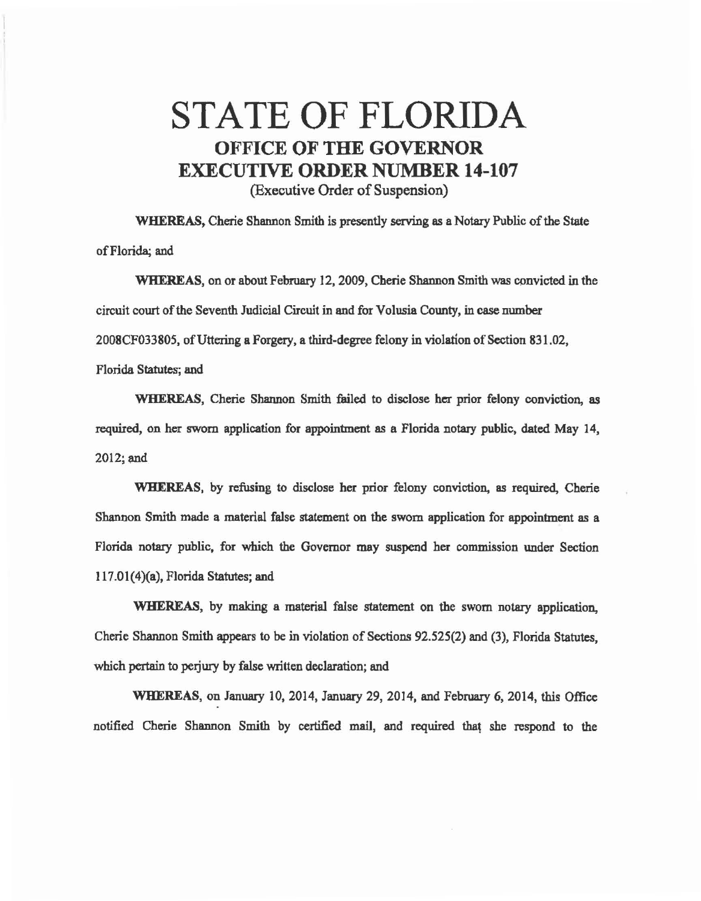# STATE OF FLORIDA

## OFFICE OF THE GOVERNOR

## EXECUTIVE ORDER NUMBER 14-107

(Executive Order of Suspension)

**WHEREAS,** Cherie Shannon Smith is presently serving as a Notary Public of the State of Florida; and

**WHEREAS,** on or about February 12, 2009, Cherie Shannon Smith was convicted in the circuit court of the Seventh Judicial Circuit in and for Volusia County, in case number 2008CF033805, of Uttering a Forgery, a third-degree felony in violation of Section 831.02, Florida Statutes; and

**WHEREAS,** Cherie Shannon Smith failed to disclose her prior felony conviction, as required, on her sworn application for appointment as a Florida notary public, dated May 14, 2012; and

**WHEREAS,** by refusing to disclose her prior felony conviction, as required, Cherie Shannon Smith made a material false statement on the sworn application for appointment as a Florida notary public, for which the Governor may suspend her commission under Section 117.01(4)(a), Florida Statutes; and

**WHEREAS,** by making a material false statement on the sworn notary application, Cherie Shannon Smith appears to be in violation of Sections 92.525(2) and (3), Florida Statutes, which pertain to perjury by false written declaration; and

**WHEREAS,** on January 10, 2014, January 29, 2014, and February 6, 2014, this Office notified Cherie Shannon Smith by certified mail, and required that she respond to the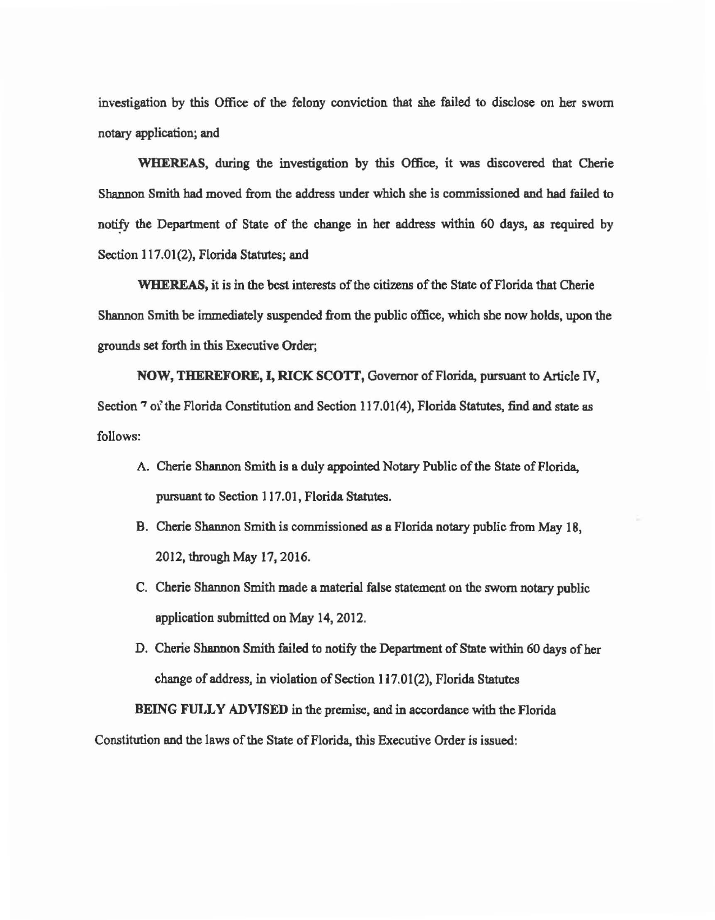investigation by this Office of the felony conviction that she failed to disclose on her sworn notary application; and

**WHEREAS**, during the investigation by this Office, it was discovered that Cherie Shannon Smith had moved from the address under which she is commissioned and had failed to notify the Department of State of the change in her address within 60 days, as required by Section 117.01(2), Florida Statutes; and

**WHEREAS**, it is in the best interests of the citizens of the State of Florida that Cherie Shannon Smith be immediately suspended from the public office, which she now holds, upon the grounds set forth in this Executive Order;

**NOW, THEREFORE, I, RICK SCOTT**, Governor of Florida, pursuant to Article IV, Section 7 of the Florida Constitution and Section 117.01(4), Florida Statutes, find and state as follows:

A. Cherie Shannon Smith is a duly appointed Notary Public of the State of Florida, pursuant to Section 117.01, Florida Statutes.

B. Cherie Shannon Smith is commissioned as a Florida notary public from May 18, 2012, through May 17, 2016.

C. Cherie Shannon Smith made a material false statement on the sworn notary public application submitted on May 14, 2012.

D. Cherie Shannon Smith failed to notify the Department of State within 60 days of her change of address, in violation of Section 117.01(2), Florida Statutes

**BEING FULLY ADVISED** in the premise, and in accordance with the Florida Constitution and the laws of the State of Florida, this Executive Order is issued: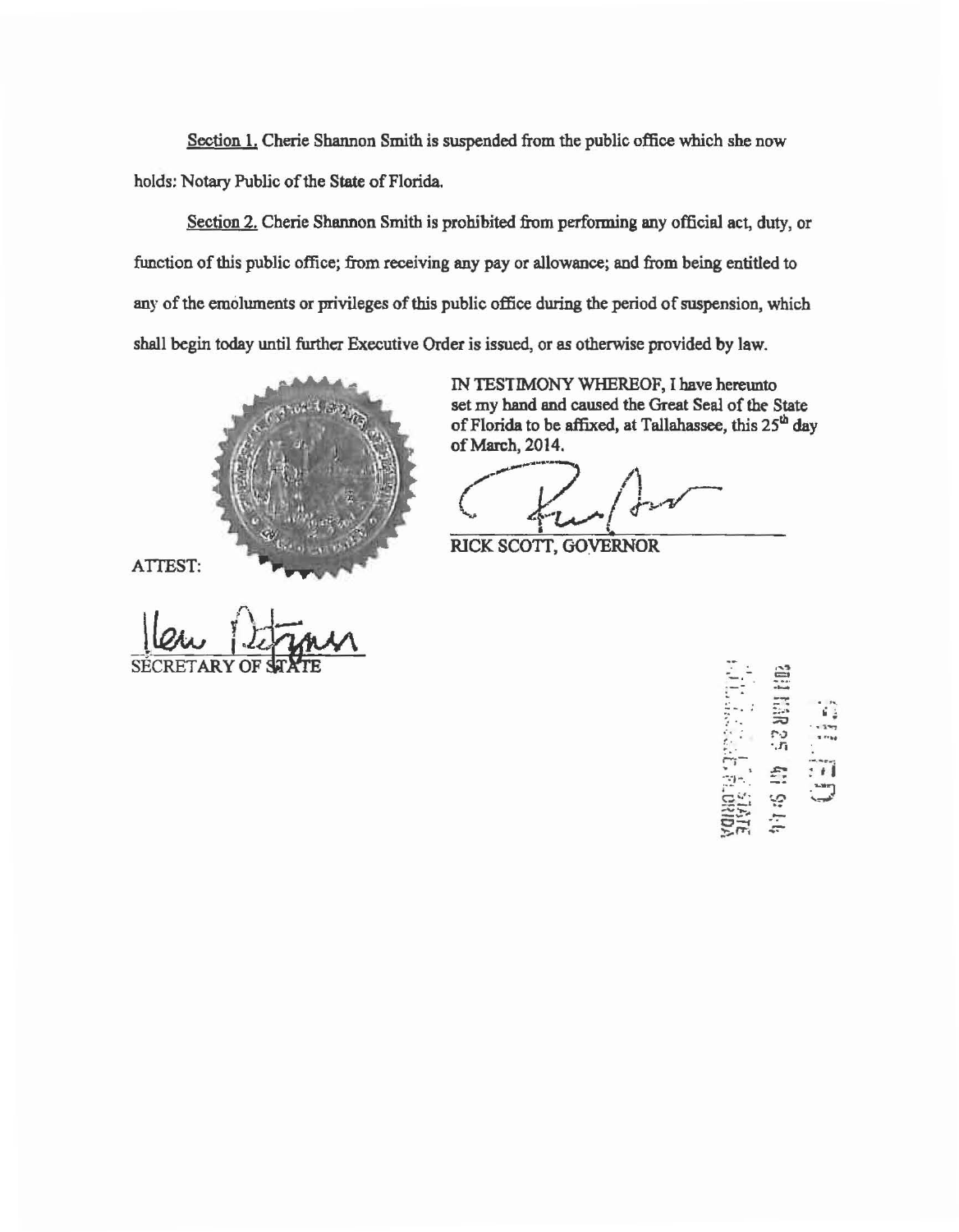Section 1. Cherie Shannon Smith is suspended from the public office which she now holds: Notary Public of the State of Florida.

Section 2. Cherie Shannon Smith is prohibited from performing any official act, duty, or function of this public office; from receiving any pay or allowance; and from being entitled to any of the emoluments or privileges of this public office during the period of suspension, which shall begin today until further Executive Order is issued, or as otherwise provided by law.

IN TESTIMONY WHEREOF, I have hereunto set my hand and caused the Great Seal of the State of Florida to be affixed, at Tallahassee, this 25th day of March, 2014.

RICK SCOTT, GOVERNOR

ATTEST:

SECRETARY OF STATE

FILED

2014 MAR 25 PM 5:14

SECRETARY OF STATE
TALLAHASSEE, FLORIDA